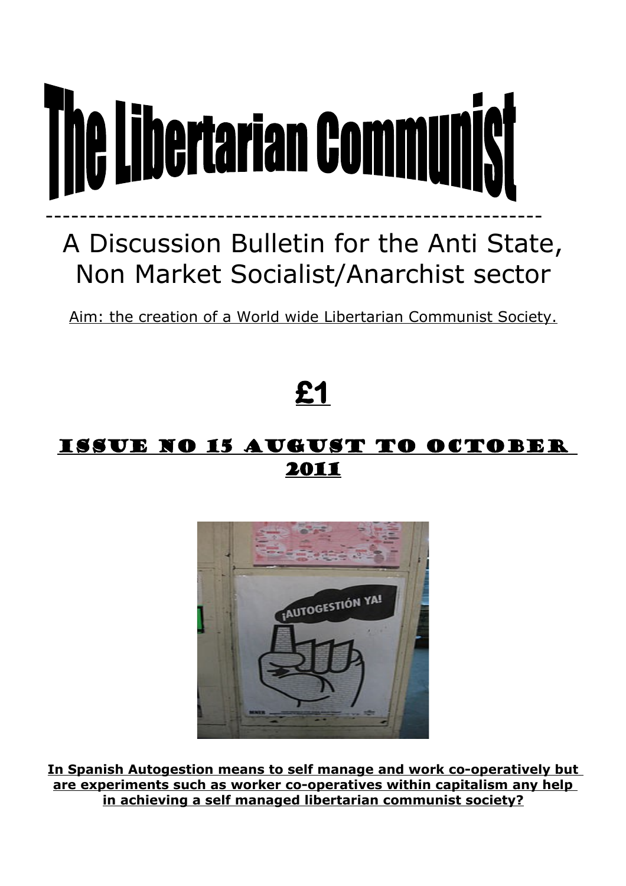# The Libertarian Communist

---

## A Discussion Bulletin for the Anti State, Non Market Socialist/Anarchist sector

Aim: the creation of a World wide Libertarian Communist Society.

**£1**

**ISSUE NO 15 AUGUST TO OCTOBER 2011**

**In Spanish Autogestion means to self manage and work co-operatively but are experiments such as worker co-operatives within capitalism any help in achieving a self managed libertarian communist society?**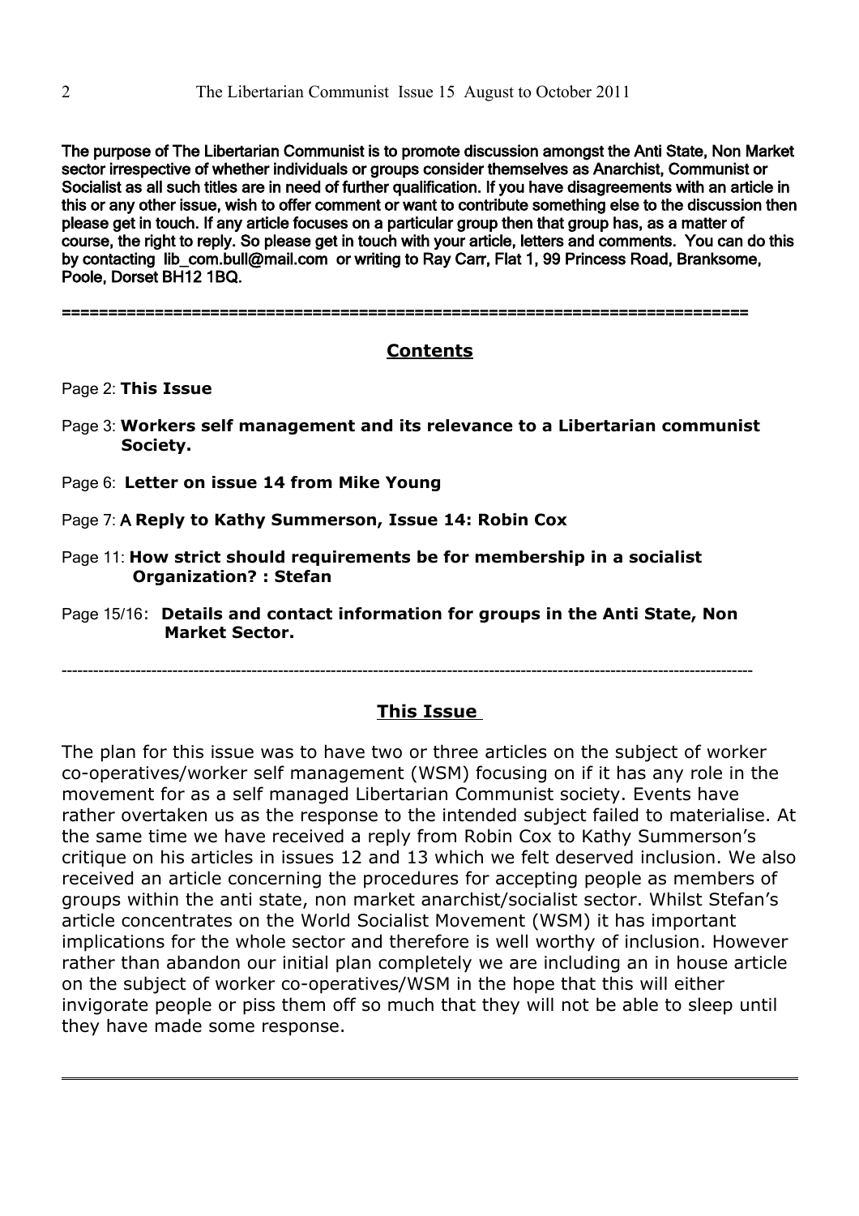**The purpose of The Libertarian Communist is to promote discussion amongst the Anti State, Non Market sector irrespective of whether individuals or groups consider themselves as Anarchist, Communist or Socialist as all such titles are in need of further qualification. If you have disagreements with an article in this or any other issue, wish to offer comment or want to contribute something else to the discussion then please get in touch. If any article focuses on a particular group then that group has, as a matter of course, the right to reply. So please get in touch with your article, letters and comments. You can do this by contacting lib_com.bull@mail.com or writing to Ray Carr, Flat 1, 99 Princess Road, Branksome, Poole, Dorset BH12 1BQ.**

---

## Contents

Page 2: **This Issue**

Page 3: **Workers self management and its relevance to a Libertarian communist Society.**

Page 6: **Letter on issue 14 from Mike Young**

Page 7: **A Reply to Kathy Summerson, Issue 14: Robin Cox**

Page 11: **How strict should requirements be for membership in a socialist Organization? : Stefan**

Page 15/16: **Details and contact information for groups in the Anti State, Non Market Sector.**

---

## This Issue

The plan for this issue was to have two or three articles on the subject of worker co-operatives/worker self management (WSM) focusing on if it has any role in the movement for as a self managed Libertarian Communist society. Events have rather overtaken us as the response to the intended subject failed to materialise. At the same time we have received a reply from Robin Cox to Kathy Summerson's critique on his articles in issues 12 and 13 which we felt deserved inclusion. We also received an article concerning the procedures for accepting people as members of groups within the anti state, non market anarchist/socialist sector. Whilst Stefan's article concentrates on the World Socialist Movement (WSM) it has important implications for the whole sector and therefore is well worthy of inclusion. However rather than abandon our initial plan completely we are including an in house article on the subject of worker co-operatives/WSM in the hope that this will either invigorate people or piss them off so much that they will not be able to sleep until they have made some response.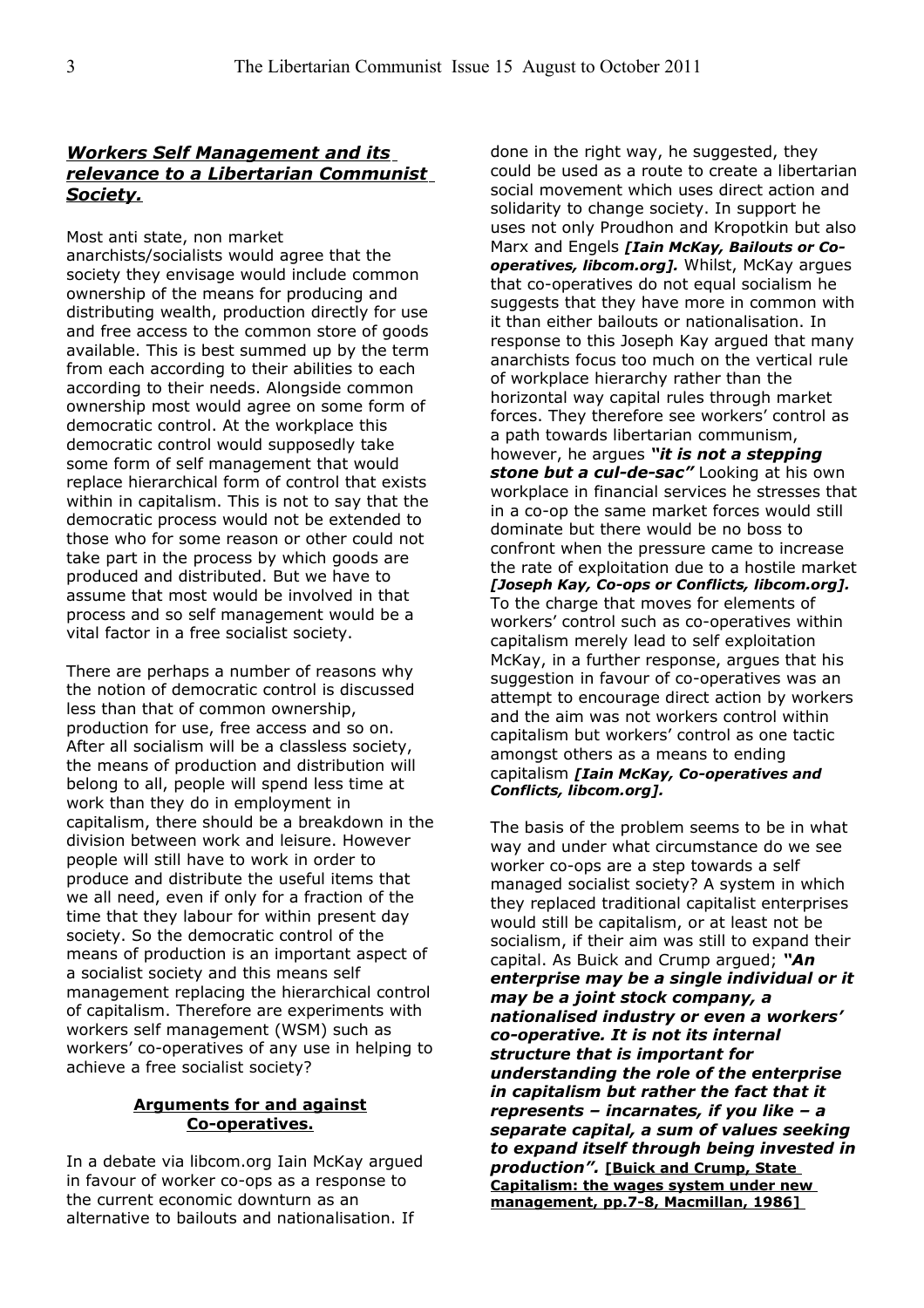## ***Workers Self Management and its relevance to a Libertarian Communist Society.***

Most anti state, non market anarchists/socialists would agree that the society they envisage would include common ownership of the means for producing and distributing wealth, production directly for use and free access to the common store of goods available. This is best summed up by the term from each according to their abilities to each according to their needs. Alongside common ownership most would agree on some form of democratic control. At the workplace this democratic control would supposedly take some form of self management that would replace hierarchical form of control that exists within in capitalism. This is not to say that the democratic process would not be extended to those who for some reason or other could not take part in the process by which goods are produced and distributed. But we have to assume that most would be involved in that process and so self management would be a vital factor in a free socialist society.

There are perhaps a number of reasons why the notion of democratic control is discussed less than that of common ownership, production for use, free access and so on. After all socialism will be a classless society, the means of production and distribution will belong to all, people will spend less time at work than they do in employment in capitalism, there should be a breakdown in the division between work and leisure. However people will still have to work in order to produce and distribute the useful items that we all need, even if only for a fraction of the time that they labour for within present day society. So the democratic control of the means of production is an important aspect of a socialist society and this means self management replacing the hierarchical control of capitalism. Therefore are experiments with workers self management (WSM) such as workers' co-operatives of any use in helping to achieve a free socialist society?

### **Arguments for and against Co-operatives.**

In a debate via libcom.org Iain McKay argued in favour of worker co-ops as a response to the current economic downturn as an alternative to bailouts and nationalisation. If done in the right way, he suggested, they could be used as a route to create a libertarian social movement which uses direct action and solidarity to change society. In support he uses not only Proudhon and Kropotkin but also Marx and Engels ***[Iain McKay, Bailouts or Co-operatives, libcom.org].*** Whilst, McKay argues that co-operatives do not equal socialism he suggests that they have more in common with it than either bailouts or nationalisation. In response to this Joseph Kay argued that many anarchists focus too much on the vertical rule of workplace hierarchy rather than the horizontal way capital rules through market forces. They therefore see workers' control as a path towards libertarian communism, however, he argues ***"it is not a stepping stone but a cul-de-sac"*** Looking at his own workplace in financial services he stresses that in a co-op the same market forces would still dominate but there would be no boss to confront when the pressure came to increase the rate of exploitation due to a hostile market ***[Joseph Kay, Co-ops or Conflicts, libcom.org].*** To the charge that moves for elements of workers' control such as co-operatives within capitalism merely lead to self exploitation McKay, in a further response, argues that his suggestion in favour of co-operatives was an attempt to encourage direct action by workers and the aim was not workers control within capitalism but workers' control as one tactic amongst others as a means to ending capitalism ***[Iain McKay, Co-operatives and Conflicts, libcom.org].***

The basis of the problem seems to be in what way and under what circumstance do we see worker co-ops are a step towards a self managed socialist society? A system in which they replaced traditional capitalist enterprises would still be capitalism, or at least not be socialism, if their aim was still to expand their capital. As Buick and Crump argued; ***"An enterprise may be a single individual or it may be a joint stock company, a nationalised industry or even a workers' co-operative. It is not its internal structure that is important for understanding the role of the enterprise in capitalism but rather the fact that it represents – incarnates, if you like – a separate capital, a sum of values seeking to expand itself through being invested in production".*** **[Buick and Crump, State Capitalism: the wages system under new management, pp.7-8, Macmillan, 1986]**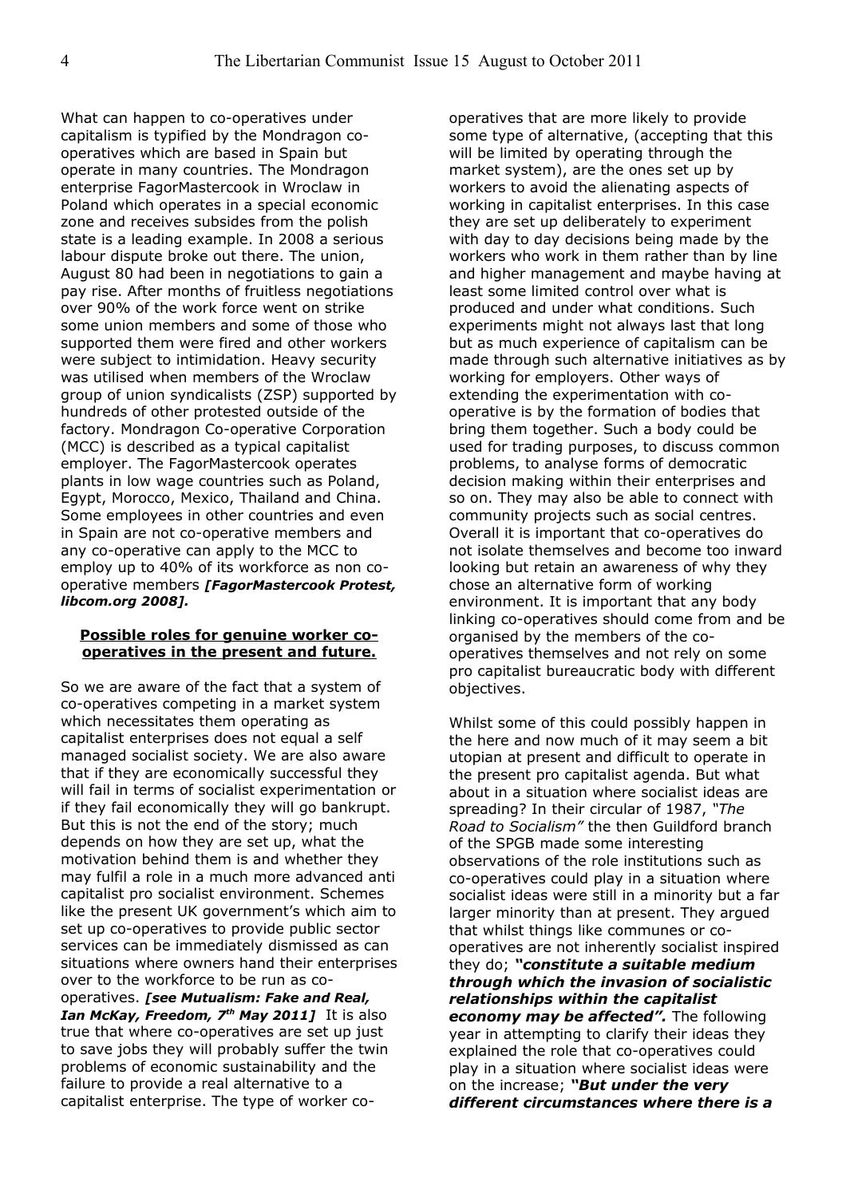What can happen to co-operatives under capitalism is typified by the Mondragon co-operatives which are based in Spain but operate in many countries. The Mondragon enterprise FagorMastercook in Wroclaw in Poland which operates in a special economic zone and receives subsides from the polish state is a leading example. In 2008 a serious labour dispute broke out there. The union, August 80 had been in negotiations to gain a pay rise. After months of fruitless negotiations over 90% of the work force went on strike some union members and some of those who supported them were fired and other workers were subject to intimidation. Heavy security was utilised when members of the Wroclaw group of union syndicalists (ZSP) supported by hundreds of other protested outside of the factory. Mondragon Co-operative Corporation (MCC) is described as a typical capitalist employer. The FagorMastercook operates plants in low wage countries such as Poland, Egypt, Morocco, Mexico, Thailand and China. Some employees in other countries and even in Spain are not co-operative members and any co-operative can apply to the MCC to employ up to 40% of its workforce as non co-operative members ***[FagorMastercook Protest, libcom.org 2008].***

**Possible roles for genuine worker co-operatives in the present and future.**

So we are aware of the fact that a system of co-operatives competing in a market system which necessitates them operating as capitalist enterprises does not equal a self managed socialist society. We are also aware that if they are economically successful they will fail in terms of socialist experimentation or if they fail economically they will go bankrupt. But this is not the end of the story; much depends on how they are set up, what the motivation behind them is and whether they may fulfil a role in a much more advanced anti capitalist pro socialist environment. Schemes like the present UK government's which aim to set up co-operatives to provide public sector services can be immediately dismissed as can situations where owners hand their enterprises over to the workforce to be run as co-operatives. ***[see Mutualism: Fake and Real, Ian McKay, Freedom, 7th May 2011]*** It is also true that where co-operatives are set up just to save jobs they will probably suffer the twin problems of economic sustainability and the failure to provide a real alternative to a capitalist enterprise. The type of worker co-operatives that are more likely to provide some type of alternative, (accepting that this will be limited by operating through the market system), are the ones set up by workers to avoid the alienating aspects of working in capitalist enterprises. In this case they are set up deliberately to experiment with day to day decisions being made by the workers who work in them rather than by line and higher management and maybe having at least some limited control over what is produced and under what conditions. Such experiments might not always last that long but as much experience of capitalism can be made through such alternative initiatives as by working for employers. Other ways of extending the experimentation with co-operative is by the formation of bodies that bring them together. Such a body could be used for trading purposes, to discuss common problems, to analyse forms of democratic decision making within their enterprises and so on. They may also be able to connect with community projects such as social centres. Overall it is important that co-operatives do not isolate themselves and become too inward looking but retain an awareness of why they chose an alternative form of working environment. It is important that any body linking co-operatives should come from and be organised by the members of the co-operatives themselves and not rely on some pro capitalist bureaucratic body with different objectives.

Whilst some of this could possibly happen in the here and now much of it may seem a bit utopian at present and difficult to operate in the present pro capitalist agenda. But what about in a situation where socialist ideas are spreading? In their circular of 1987, "*The Road to Socialism"* the then Guildford branch of the SPGB made some interesting observations of the role institutions such as co-operatives could play in a situation where socialist ideas were still in a minority but a far larger minority than at present. They argued that whilst things like communes or co-operatives are not inherently socialist inspired they do; ***"constitute a suitable medium through which the invasion of socialistic relationships within the capitalist economy may be affected".*** The following year in attempting to clarify their ideas they explained the role that co-operatives could play in a situation where socialist ideas were on the increase; ***"But under the very different circumstances where there is a***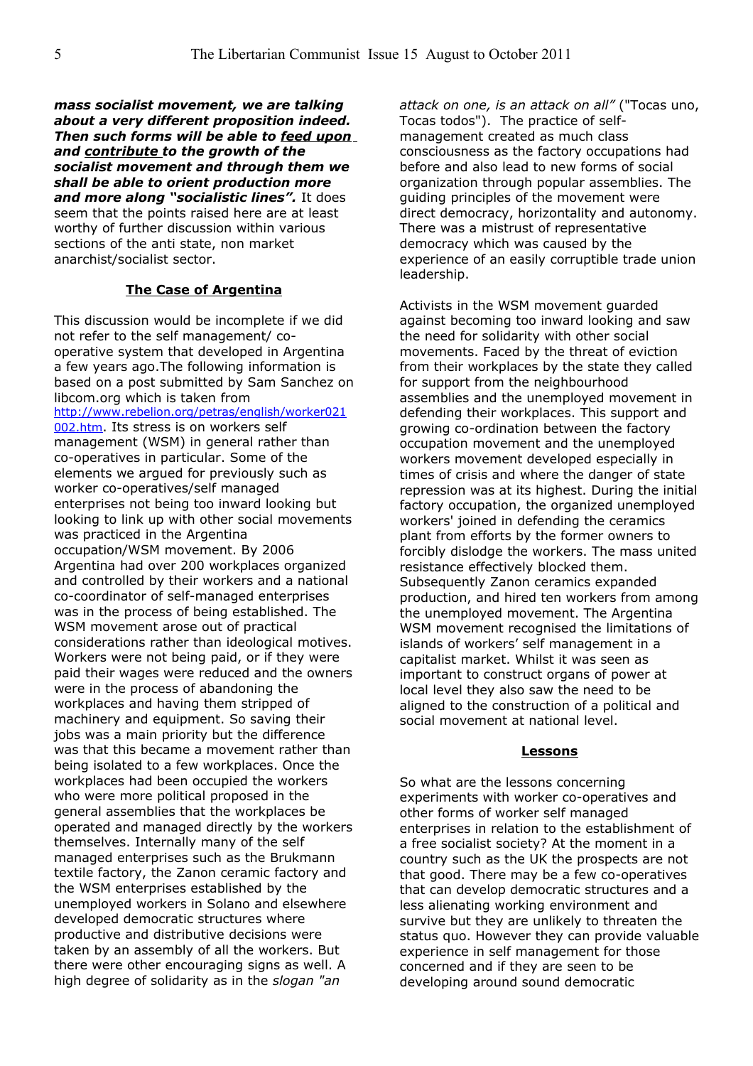***mass socialist movement, we are talking about a very different proposition indeed. Then such forms will be able to feed upon and contribute to the growth of the socialist movement and through them we shall be able to orient production more and more along "socialistic lines".*** It does seem that the points raised here are at least worthy of further discussion within various sections of the anti state, non market anarchist/socialist sector.

## The Case of Argentina

This discussion would be incomplete if we did not refer to the self management/ co-operative system that developed in Argentina a few years ago.The following information is based on a post submitted by Sam Sanchez on libcom.org which is taken from http://www.rebelion.org/petras/english/worker021002.htm. Its stress is on workers self management (WSM) in general rather than co-operatives in particular. Some of the elements we argued for previously such as worker co-operatives/self managed enterprises not being too inward looking but looking to link up with other social movements was practiced in the Argentina occupation/WSM movement. By 2006 Argentina had over 200 workplaces organized and controlled by their workers and a national co-coordinator of self-managed enterprises was in the process of being established. The WSM movement arose out of practical considerations rather than ideological motives. Workers were not being paid, or if they were paid their wages were reduced and the owners were in the process of abandoning the workplaces and having them stripped of machinery and equipment. So saving their jobs was a main priority but the difference was that this became a movement rather than being isolated to a few workplaces. Once the workplaces had been occupied the workers who were more political proposed in the general assemblies that the workplaces be operated and managed directly by the workers themselves. Internally many of the self managed enterprises such as the Brukmann textile factory, the Zanon ceramic factory and the WSM enterprises established by the unemployed workers in Solano and elsewhere developed democratic structures where productive and distributive decisions were taken by an assembly of all the workers. But there were other encouraging signs as well. A high degree of solidarity as in the *slogan "an attack on one, is an attack on all"* ("Tocas uno, Tocas todos"). The practice of self-management created as much class consciousness as the factory occupations had before and also lead to new forms of social organization through popular assemblies. The guiding principles of the movement were direct democracy, horizontality and autonomy. There was a mistrust of representative democracy which was caused by the experience of an easily corruptible trade union leadership.

Activists in the WSM movement guarded against becoming too inward looking and saw the need for solidarity with other social movements. Faced by the threat of eviction from their workplaces by the state they called for support from the neighbourhood assemblies and the unemployed movement in defending their workplaces. This support and growing co-ordination between the factory occupation movement and the unemployed workers movement developed especially in times of crisis and where the danger of state repression was at its highest. During the initial factory occupation, the organized unemployed workers' joined in defending the ceramics plant from efforts by the former owners to forcibly dislodge the workers. The mass united resistance effectively blocked them. Subsequently Zanon ceramics expanded production, and hired ten workers from among the unemployed movement. The Argentina WSM movement recognised the limitations of islands of workers' self management in a capitalist market. Whilst it was seen as important to construct organs of power at local level they also saw the need to be aligned to the construction of a political and social movement at national level.

## Lessons

So what are the lessons concerning experiments with worker co-operatives and other forms of worker self managed enterprises in relation to the establishment of a free socialist society? At the moment in a country such as the UK the prospects are not that good. There may be a few co-operatives that can develop democratic structures and a less alienating working environment and survive but they are unlikely to threaten the status quo. However they can provide valuable experience in self management for those concerned and if they are seen to be developing around sound democratic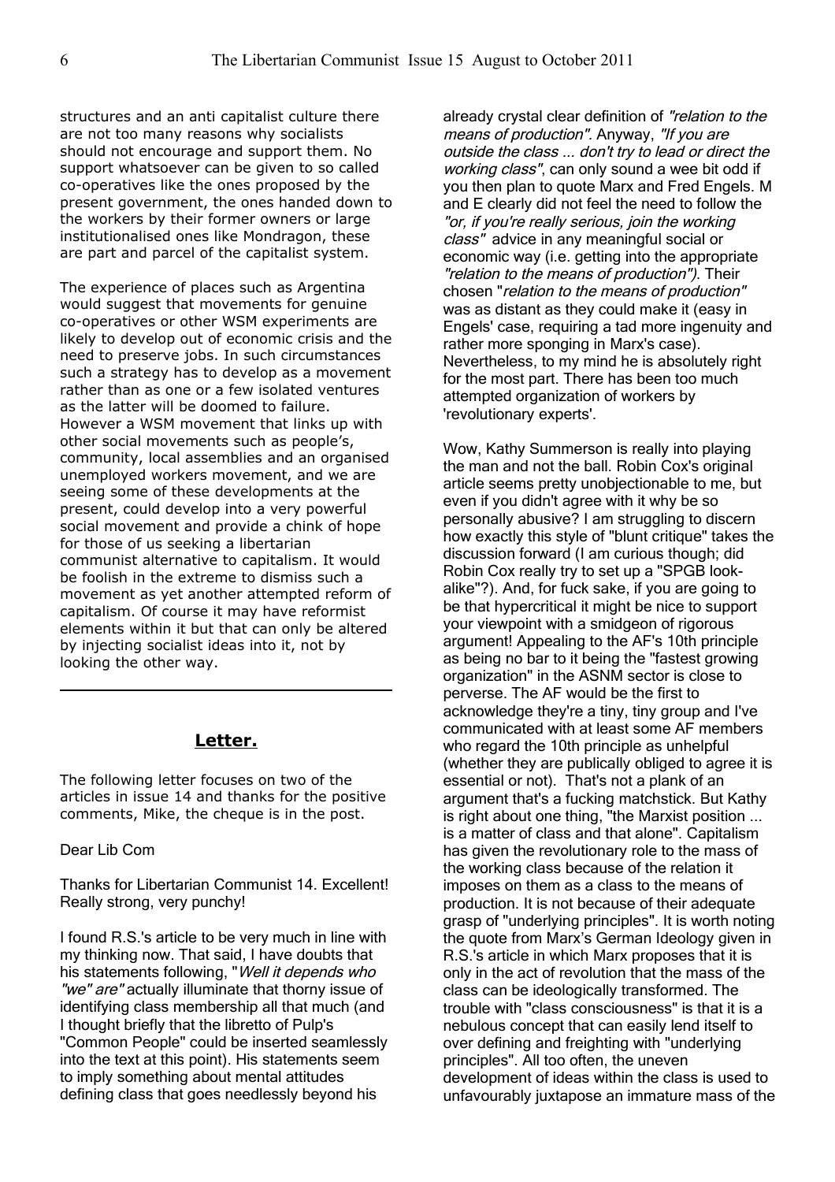structures and an anti capitalist culture there are not too many reasons why socialists should not encourage and support them. No support whatsoever can be given to so called co-operatives like the ones proposed by the present government, the ones handed down to the workers by their former owners or large institutionalised ones like Mondragon, these are part and parcel of the capitalist system.

The experience of places such as Argentina would suggest that movements for genuine co-operatives or other WSM experiments are likely to develop out of economic crisis and the need to preserve jobs. In such circumstances such a strategy has to develop as a movement rather than as one or a few isolated ventures as the latter will be doomed to failure. However a WSM movement that links up with other social movements such as people's, community, local assemblies and an organised unemployed workers movement, and we are seeing some of these developments at the present, could develop into a very powerful social movement and provide a chink of hope for those of us seeking a libertarian communist alternative to capitalism. It would be foolish in the extreme to dismiss such a movement as yet another attempted reform of capitalism. Of course it may have reformist elements within it but that can only be altered by injecting socialist ideas into it, not by looking the other way.

---

## Letter.

The following letter focuses on two of the articles in issue 14 and thanks for the positive comments, Mike, the cheque is in the post.

Dear Lib Com

Thanks for Libertarian Communist 14. Excellent! Really strong, very punchy!

I found R.S.'s article to be very much in line with my thinking now. That said, I have doubts that his statements following, "*Well it depends who "we" are*" actually illuminate that thorny issue of identifying class membership all that much (and I thought briefly that the libretto of Pulp's "Common People" could be inserted seamlessly into the text at this point). His statements seem to imply something about mental attitudes defining class that goes needlessly beyond his already crystal clear definition of *"relation to the means of production"*. Anyway, *"If you are outside the class ... don't try to lead or direct the working class"*, can only sound a wee bit odd if you then plan to quote Marx and Fred Engels. M and E clearly did not feel the need to follow the *"or, if you're really serious, join the working class"* advice in any meaningful social or economic way (i.e. getting into the appropriate *"relation to the means of production")*. Their chosen "*relation to the means of production"* was as distant as they could make it (easy in Engels' case, requiring a tad more ingenuity and rather more sponging in Marx's case). Nevertheless, to my mind he is absolutely right for the most part. There has been too much attempted organization of workers by 'revolutionary experts'.

Wow, Kathy Summerson is really into playing the man and not the ball. Robin Cox's original article seems pretty unobjectionable to me, but even if you didn't agree with it why be so personally abusive? I am struggling to discern how exactly this style of "blunt critique" takes the discussion forward (I am curious though; did Robin Cox really try to set up a "SPGB look-alike"?). And, for fuck sake, if you are going to be that hypercritical it might be nice to support your viewpoint with a smidgeon of rigorous argument! Appealing to the AF's 10th principle as being no bar to it being the "fastest growing organization" in the ASNM sector is close to perverse. The AF would be the first to acknowledge they're a tiny, tiny group and I've communicated with at least some AF members who regard the 10th principle as unhelpful (whether they are publically obliged to agree it is essential or not). That's not a plank of an argument that's a fucking matchstick. But Kathy is right about one thing, "the Marxist position ... is a matter of class and that alone". Capitalism has given the revolutionary role to the mass of the working class because of the relation it imposes on them as a class to the means of production. It is not because of their adequate grasp of "underlying principles". It is worth noting the quote from Marx's German Ideology given in R.S.'s article in which Marx proposes that it is only in the act of revolution that the mass of the class can be ideologically transformed. The trouble with "class consciousness" is that it is a nebulous concept that can easily lend itself to over defining and freighting with "underlying principles". All too often, the uneven development of ideas within the class is used to unfavourably juxtapose an immature mass of the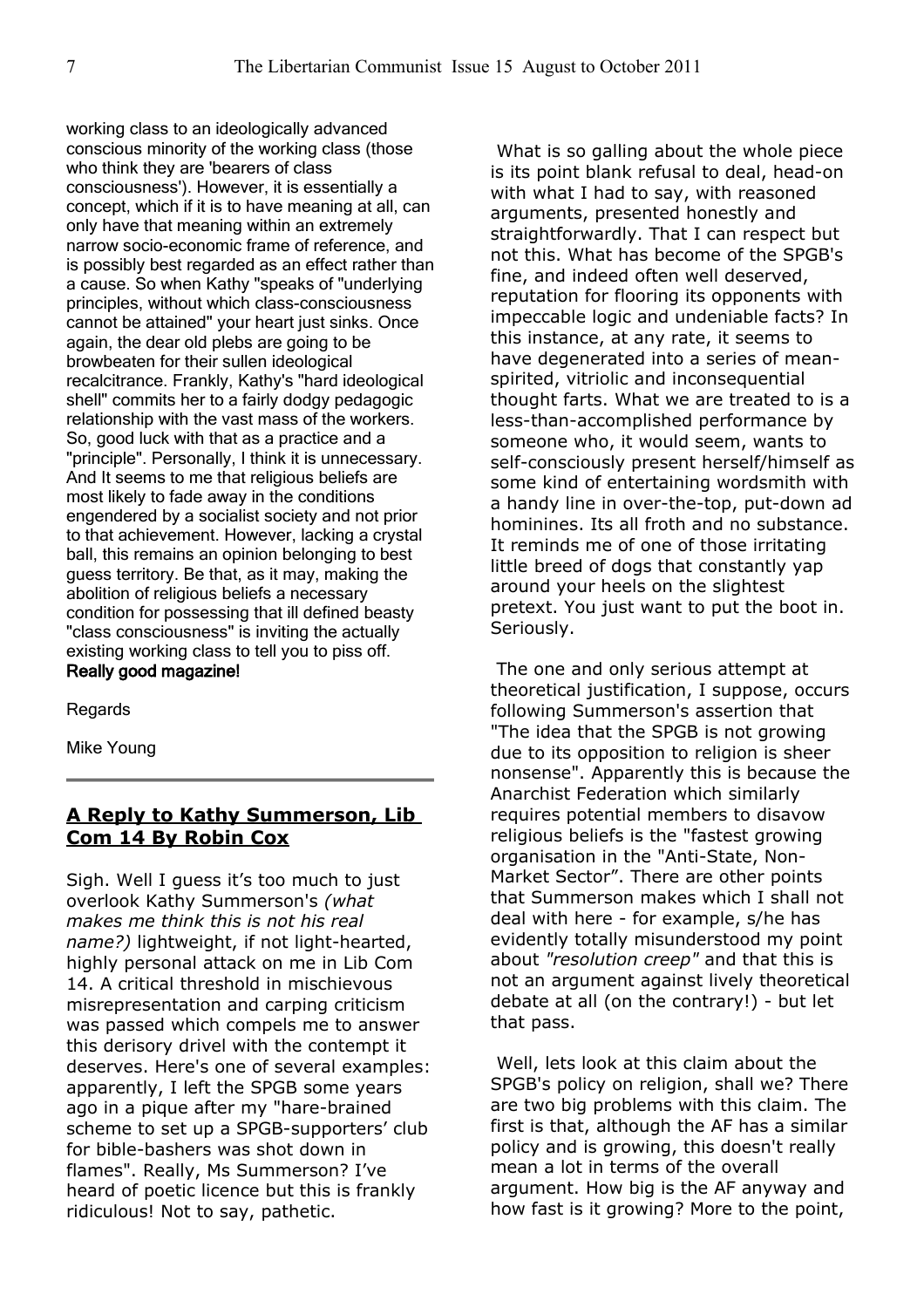working class to an ideologically advanced conscious minority of the working class (those who think they are 'bearers of class consciousness'). However, it is essentially a concept, which if it is to have meaning at all, can only have that meaning within an extremely narrow socio-economic frame of reference, and is possibly best regarded as an effect rather than a cause. So when Kathy "speaks of "underlying principles, without which class-consciousness cannot be attained" your heart just sinks. Once again, the dear old plebs are going to be browbeaten for their sullen ideological recalcitrance. Frankly, Kathy's "hard ideological shell" commits her to a fairly dodgy pedagogic relationship with the vast mass of the workers. So, good luck with that as a practice and a "principle". Personally, I think it is unnecessary. And It seems to me that religious beliefs are most likely to fade away in the conditions engendered by a socialist society and not prior to that achievement. However, lacking a crystal ball, this remains an opinion belonging to best guess territory. Be that, as it may, making the abolition of religious beliefs a necessary condition for possessing that ill defined beasty "class consciousness" is inviting the actually existing working class to tell you to piss off.
**Really good magazine!**

Regards

Mike Young

---

## A Reply to Kathy Summerson, Lib Com 14 By Robin Cox

Sigh. Well I guess it's too much to just overlook Kathy Summerson's *(what makes me think this is not his real name?)* lightweight, if not light-hearted, highly personal attack on me in Lib Com 14. A critical threshold in mischievous misrepresentation and carping criticism was passed which compels me to answer this derisory drivel with the contempt it deserves. Here's one of several examples: apparently, I left the SPGB some years ago in a pique after my "hare-brained scheme to set up a SPGB-supporters' club for bible-bashers was shot down in flames". Really, Ms Summerson? I've heard of poetic licence but this is frankly ridiculous! Not to say, pathetic.

What is so galling about the whole piece is its point blank refusal to deal, head-on with what I had to say, with reasoned arguments, presented honestly and straightforwardly. That I can respect but not this. What has become of the SPGB's fine, and indeed often well deserved, reputation for flooring its opponents with impeccable logic and undeniable facts? In this instance, at any rate, it seems to have degenerated into a series of mean-spirited, vitriolic and inconsequential thought farts. What we are treated to is a less-than-accomplished performance by someone who, it would seem, wants to self-consciously present herself/himself as some kind of entertaining wordsmith with a handy line in over-the-top, put-down ad hominines. Its all froth and no substance. It reminds me of one of those irritating little breed of dogs that constantly yap around your heels on the slightest pretext. You just want to put the boot in. Seriously.

The one and only serious attempt at theoretical justification, I suppose, occurs following Summerson's assertion that "The idea that the SPGB is not growing due to its opposition to religion is sheer nonsense". Apparently this is because the Anarchist Federation which similarly requires potential members to disavow religious beliefs is the "fastest growing organisation in the "Anti-State, Non-Market Sector". There are other points that Summerson makes which I shall not deal with here - for example, s/he has evidently totally misunderstood my point about *"resolution creep"* and that this is not an argument against lively theoretical debate at all (on the contrary!) - but let that pass.

Well, lets look at this claim about the SPGB's policy on religion, shall we? There are two big problems with this claim. The first is that, although the AF has a similar policy and is growing, this doesn't really mean a lot in terms of the overall argument. How big is the AF anyway and how fast is it growing? More to the point,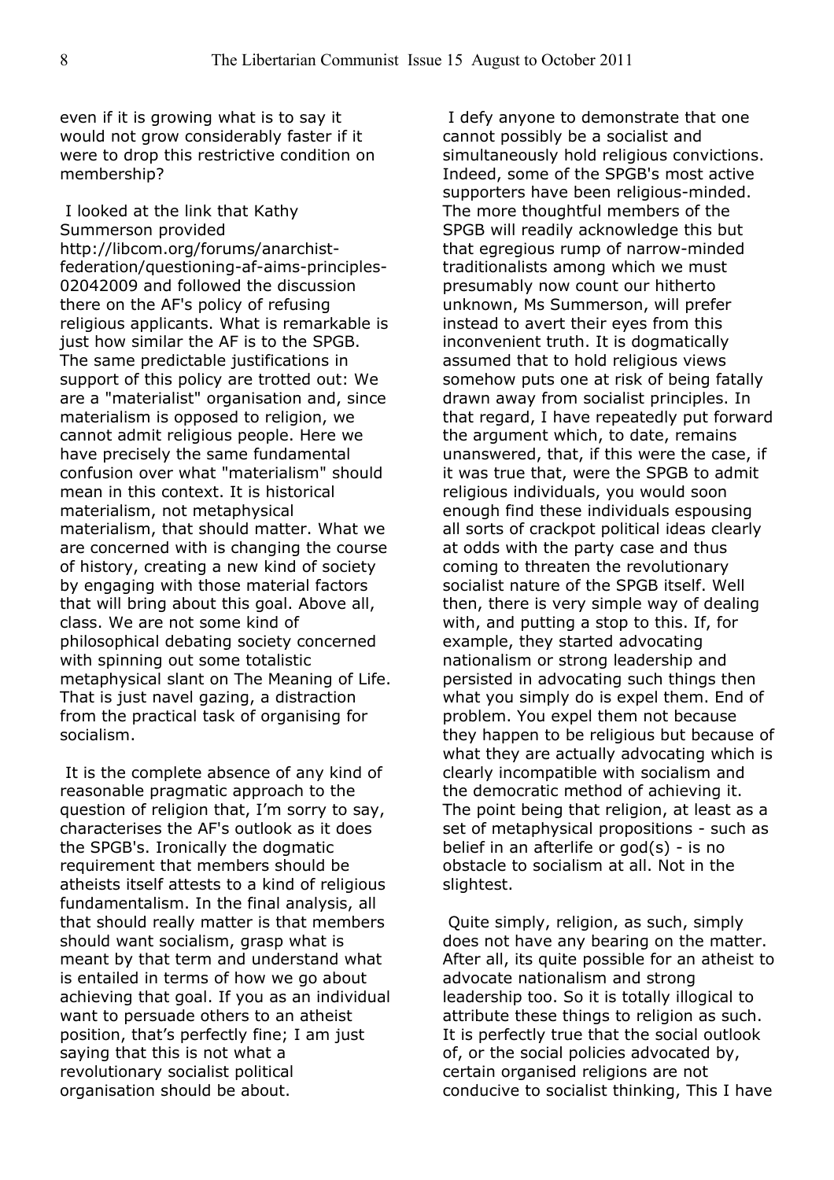even if it is growing what is to say it would not grow considerably faster if it were to drop this restrictive condition on membership?

I looked at the link that Kathy Summerson provided http://libcom.org/forums/anarchist-federation/questioning-af-aims-principles-02042009 and followed the discussion there on the AF's policy of refusing religious applicants. What is remarkable is just how similar the AF is to the SPGB. The same predictable justifications in support of this policy are trotted out: We are a "materialist" organisation and, since materialism is opposed to religion, we cannot admit religious people. Here we have precisely the same fundamental confusion over what "materialism" should mean in this context. It is historical materialism, not metaphysical materialism, that should matter. What we are concerned with is changing the course of history, creating a new kind of society by engaging with those material factors that will bring about this goal. Above all, class. We are not some kind of philosophical debating society concerned with spinning out some totalistic metaphysical slant on The Meaning of Life. That is just navel gazing, a distraction from the practical task of organising for socialism.

It is the complete absence of any kind of reasonable pragmatic approach to the question of religion that, I'm sorry to say, characterises the AF's outlook as it does the SPGB's. Ironically the dogmatic requirement that members should be atheists itself attests to a kind of religious fundamentalism. In the final analysis, all that should really matter is that members should want socialism, grasp what is meant by that term and understand what is entailed in terms of how we go about achieving that goal. If you as an individual want to persuade others to an atheist position, that's perfectly fine; I am just saying that this is not what a revolutionary socialist political organisation should be about.

I defy anyone to demonstrate that one cannot possibly be a socialist and simultaneously hold religious convictions. Indeed, some of the SPGB's most active supporters have been religious-minded. The more thoughtful members of the SPGB will readily acknowledge this but that egregious rump of narrow-minded traditionalists among which we must presumably now count our hitherto unknown, Ms Summerson, will prefer instead to avert their eyes from this inconvenient truth. It is dogmatically assumed that to hold religious views somehow puts one at risk of being fatally drawn away from socialist principles. In that regard, I have repeatedly put forward the argument which, to date, remains unanswered, that, if this were the case, if it was true that, were the SPGB to admit religious individuals, you would soon enough find these individuals espousing all sorts of crackpot political ideas clearly at odds with the party case and thus coming to threaten the revolutionary socialist nature of the SPGB itself. Well then, there is very simple way of dealing with, and putting a stop to this. If, for example, they started advocating nationalism or strong leadership and persisted in advocating such things then what you simply do is expel them. End of problem. You expel them not because they happen to be religious but because of what they are actually advocating which is clearly incompatible with socialism and the democratic method of achieving it. The point being that religion, at least as a set of metaphysical propositions - such as belief in an afterlife or god(s) - is no obstacle to socialism at all. Not in the slightest.

Quite simply, religion, as such, simply does not have any bearing on the matter. After all, its quite possible for an atheist to advocate nationalism and strong leadership too. So it is totally illogical to attribute these things to religion as such. It is perfectly true that the social outlook of, or the social policies advocated by, certain organised religions are not conducive to socialist thinking, This I have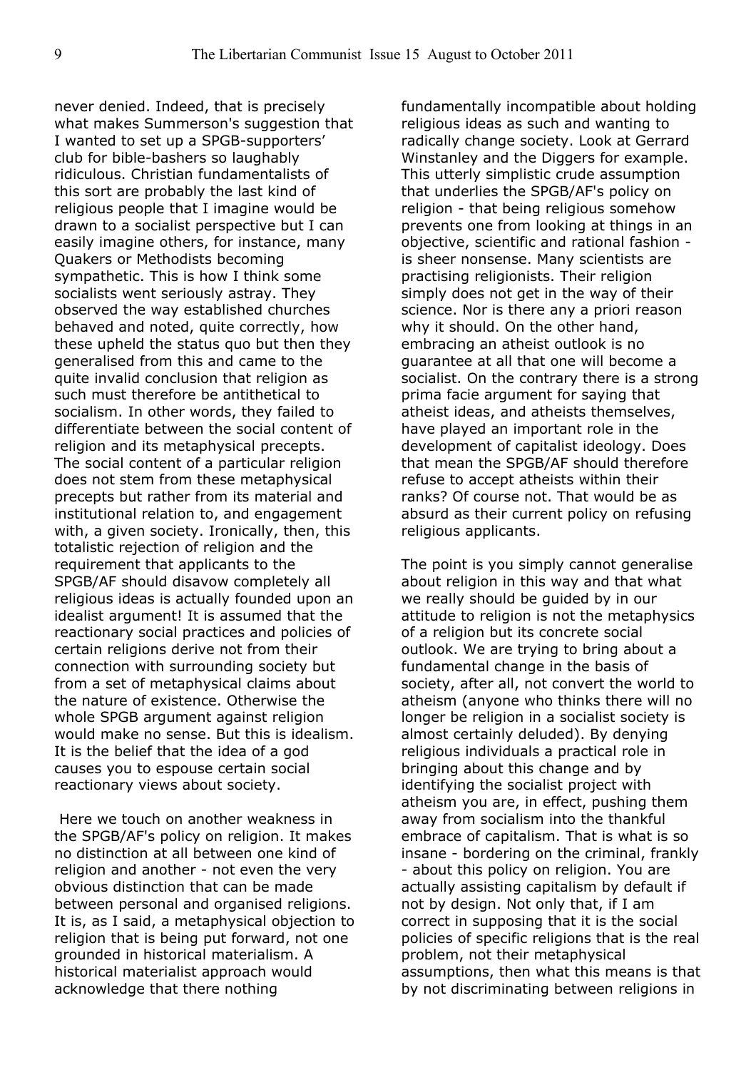never denied. Indeed, that is precisely what makes Summerson's suggestion that I wanted to set up a SPGB-supporters' club for bible-bashers so laughably ridiculous. Christian fundamentalists of this sort are probably the last kind of religious people that I imagine would be drawn to a socialist perspective but I can easily imagine others, for instance, many Quakers or Methodists becoming sympathetic. This is how I think some socialists went seriously astray. They observed the way established churches behaved and noted, quite correctly, how these upheld the status quo but then they generalised from this and came to the quite invalid conclusion that religion as such must therefore be antithetical to socialism. In other words, they failed to differentiate between the social content of religion and its metaphysical precepts. The social content of a particular religion does not stem from these metaphysical precepts but rather from its material and institutional relation to, and engagement with, a given society. Ironically, then, this totalistic rejection of religion and the requirement that applicants to the SPGB/AF should disavow completely all religious ideas is actually founded upon an idealist argument! It is assumed that the reactionary social practices and policies of certain religions derive not from their connection with surrounding society but from a set of metaphysical claims about the nature of existence. Otherwise the whole SPGB argument against religion would make no sense. But this is idealism. It is the belief that the idea of a god causes you to espouse certain social reactionary views about society.

Here we touch on another weakness in the SPGB/AF's policy on religion. It makes no distinction at all between one kind of religion and another - not even the very obvious distinction that can be made between personal and organised religions. It is, as I said, a metaphysical objection to religion that is being put forward, not one grounded in historical materialism. A historical materialist approach would acknowledge that there nothing fundamentally incompatible about holding religious ideas as such and wanting to radically change society. Look at Gerrard Winstanley and the Diggers for example. This utterly simplistic crude assumption that underlies the SPGB/AF's policy on religion - that being religious somehow prevents one from looking at things in an objective, scientific and rational fashion - is sheer nonsense. Many scientists are practising religionists. Their religion simply does not get in the way of their science. Nor is there any a priori reason why it should. On the other hand, embracing an atheist outlook is no guarantee at all that one will become a socialist. On the contrary there is a strong prima facie argument for saying that atheist ideas, and atheists themselves, have played an important role in the development of capitalist ideology. Does that mean the SPGB/AF should therefore refuse to accept atheists within their ranks? Of course not. That would be as absurd as their current policy on refusing religious applicants.

The point is you simply cannot generalise about religion in this way and that what we really should be guided by in our attitude to religion is not the metaphysics of a religion but its concrete social outlook. We are trying to bring about a fundamental change in the basis of society, after all, not convert the world to atheism (anyone who thinks there will no longer be religion in a socialist society is almost certainly deluded). By denying religious individuals a practical role in bringing about this change and by identifying the socialist project with atheism you are, in effect, pushing them away from socialism into the thankful embrace of capitalism. That is what is so insane - bordering on the criminal, frankly - about this policy on religion. You are actually assisting capitalism by default if not by design. Not only that, if I am correct in supposing that it is the social policies of specific religions that is the real problem, not their metaphysical assumptions, then what this means is that by not discriminating between religions in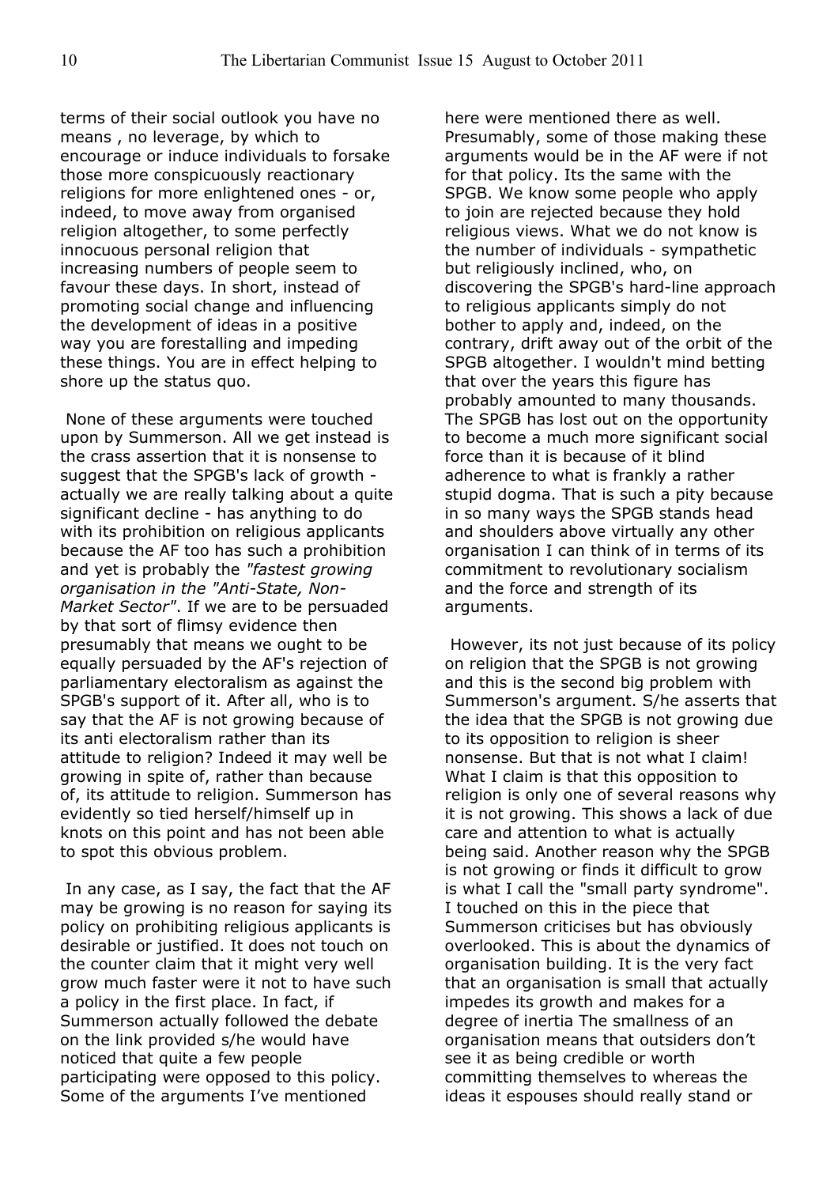terms of their social outlook you have no means , no leverage, by which to encourage or induce individuals to forsake those more conspicuously reactionary religions for more enlightened ones - or, indeed, to move away from organised religion altogether, to some perfectly innocuous personal religion that increasing numbers of people seem to favour these days. In short, instead of promoting social change and influencing the development of ideas in a positive way you are forestalling and impeding these things. You are in effect helping to shore up the status quo.

None of these arguments were touched upon by Summerson. All we get instead is the crass assertion that it is nonsense to suggest that the SPGB's lack of growth - actually we are really talking about a quite significant decline - has anything to do with its prohibition on religious applicants because the AF too has such a prohibition and yet is probably the *"fastest growing organisation in the "Anti-State, Non-Market Sector"*. If we are to be persuaded by that sort of flimsy evidence then presumably that means we ought to be equally persuaded by the AF's rejection of parliamentary electoralism as against the SPGB's support of it. After all, who is to say that the AF is not growing because of its anti electoralism rather than its attitude to religion? Indeed it may well be growing in spite of, rather than because of, its attitude to religion. Summerson has evidently so tied herself/himself up in knots on this point and has not been able to spot this obvious problem.

In any case, as I say, the fact that the AF may be growing is no reason for saying its policy on prohibiting religious applicants is desirable or justified. It does not touch on the counter claim that it might very well grow much faster were it not to have such a policy in the first place. In fact, if Summerson actually followed the debate on the link provided s/he would have noticed that quite a few people participating were opposed to this policy. Some of the arguments I've mentioned here were mentioned there as well. Presumably, some of those making these arguments would be in the AF were if not for that policy. Its the same with the SPGB. We know some people who apply to join are rejected because they hold religious views. What we do not know is the number of individuals - sympathetic but religiously inclined, who, on discovering the SPGB's hard-line approach to religious applicants simply do not bother to apply and, indeed, on the contrary, drift away out of the orbit of the SPGB altogether. I wouldn't mind betting that over the years this figure has probably amounted to many thousands. The SPGB has lost out on the opportunity to become a much more significant social force than it is because of it blind adherence to what is frankly a rather stupid dogma. That is such a pity because in so many ways the SPGB stands head and shoulders above virtually any other organisation I can think of in terms of its commitment to revolutionary socialism and the force and strength of its arguments.

However, its not just because of its policy on religion that the SPGB is not growing and this is the second big problem with Summerson's argument. S/he asserts that the idea that the SPGB is not growing due to its opposition to religion is sheer nonsense. But that is not what I claim! What I claim is that this opposition to religion is only one of several reasons why it is not growing. This shows a lack of due care and attention to what is actually being said. Another reason why the SPGB is not growing or finds it difficult to grow is what I call the "small party syndrome". I touched on this in the piece that Summerson criticises but has obviously overlooked. This is about the dynamics of organisation building. It is the very fact that an organisation is small that actually impedes its growth and makes for a degree of inertia The smallness of an organisation means that outsiders don't see it as being credible or worth committing themselves to whereas the ideas it espouses should really stand or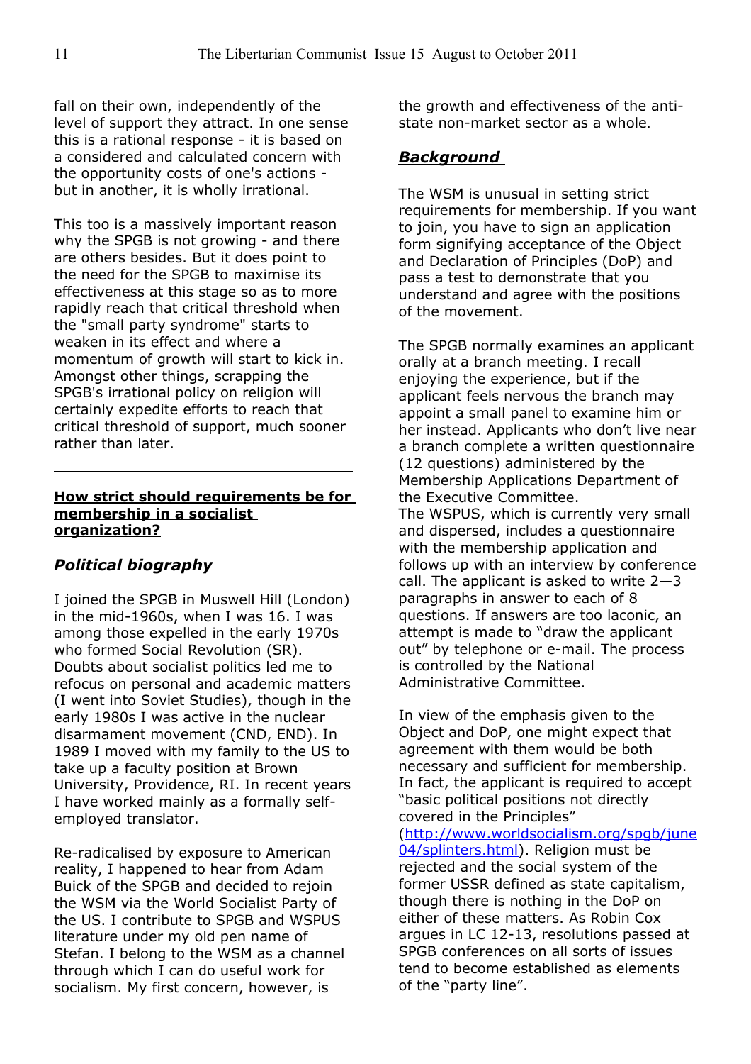fall on their own, independently of the level of support they attract. In one sense this is a rational response - it is based on a considered and calculated concern with the opportunity costs of one's actions - but in another, it is wholly irrational.

This too is a massively important reason why the SPGB is not growing - and there are others besides. But it does point to the need for the SPGB to maximise its effectiveness at this stage so as to more rapidly reach that critical threshold when the "small party syndrome" starts to weaken in its effect and where a momentum of growth will start to kick in. Amongst other things, scrapping the SPGB's irrational policy on religion will certainly expedite efforts to reach that critical threshold of support, much sooner rather than later.

---

## How strict should requirements be for membership in a socialist organization?

### *Political biography*

I joined the SPGB in Muswell Hill (London) in the mid-1960s, when I was 16. I was among those expelled in the early 1970s who formed Social Revolution (SR). Doubts about socialist politics led me to refocus on personal and academic matters (I went into Soviet Studies), though in the early 1980s I was active in the nuclear disarmament movement (CND, END). In 1989 I moved with my family to the US to take up a faculty position at Brown University, Providence, RI. In recent years I have worked mainly as a formally self-employed translator.

Re-radicalised by exposure to American reality, I happened to hear from Adam Buick of the SPGB and decided to rejoin the WSM via the World Socialist Party of the US. I contribute to SPGB and WSPUS literature under my old pen name of Stefan. I belong to the WSM as a channel through which I can do useful work for socialism. My first concern, however, is the growth and effectiveness of the anti-state non-market sector as a whole.

### *Background*

The WSM is unusual in setting strict requirements for membership. If you want to join, you have to sign an application form signifying acceptance of the Object and Declaration of Principles (DoP) and pass a test to demonstrate that you understand and agree with the positions of the movement.

The SPGB normally examines an applicant orally at a branch meeting. I recall enjoying the experience, but if the applicant feels nervous the branch may appoint a small panel to examine him or her instead. Applicants who don't live near a branch complete a written questionnaire (12 questions) administered by the Membership Applications Department of the Executive Committee.
The WSPUS, which is currently very small and dispersed, includes a questionnaire with the membership application and follows up with an interview by conference call. The applicant is asked to write 2—3 paragraphs in answer to each of 8 questions. If answers are too laconic, an attempt is made to "draw the applicant out" by telephone or e-mail. The process is controlled by the National Administrative Committee.

In view of the emphasis given to the Object and DoP, one might expect that agreement with them would be both necessary and sufficient for membership. In fact, the applicant is required to accept "basic political positions not directly covered in the Principles" (http://www.worldsocialism.org/spgb/june04/splinters.html). Religion must be rejected and the social system of the former USSR defined as state capitalism, though there is nothing in the DoP on either of these matters. As Robin Cox argues in LC 12-13, resolutions passed at SPGB conferences on all sorts of issues tend to become established as elements of the "party line".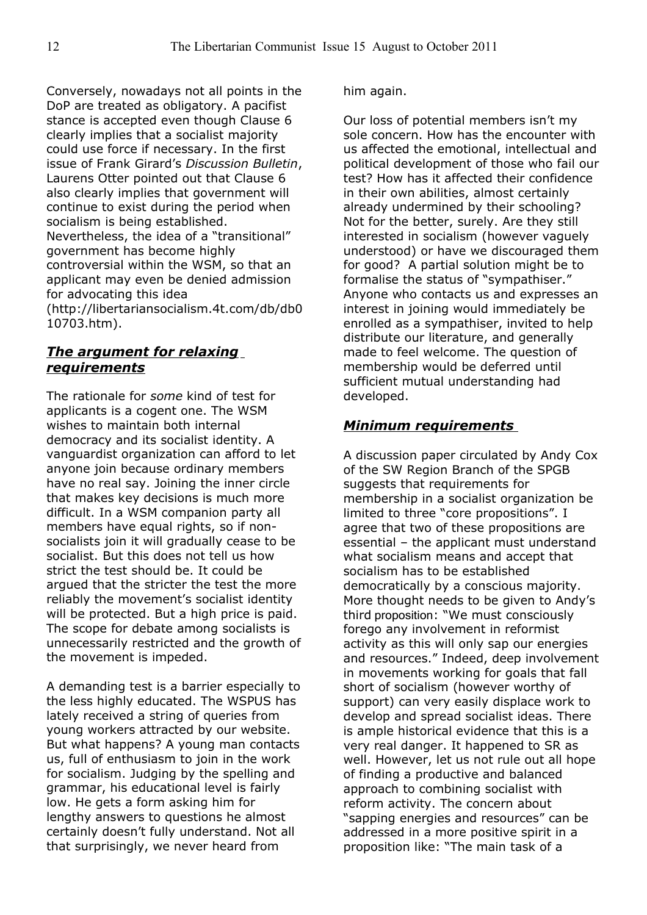Conversely, nowadays not all points in the DoP are treated as obligatory. A pacifist stance is accepted even though Clause 6 clearly implies that a socialist majority could use force if necessary. In the first issue of Frank Girard's *Discussion Bulletin*, Laurens Otter pointed out that Clause 6 also clearly implies that government will continue to exist during the period when socialism is being established. Nevertheless, the idea of a "transitional" government has become highly controversial within the WSM, so that an applicant may even be denied admission for advocating this idea (http://libertariansocialism.4t.com/db/db010703.htm).

## ***The argument for relaxing requirements***

The rationale for *some* kind of test for applicants is a cogent one. The WSM wishes to maintain both internal democracy and its socialist identity. A vanguardist organization can afford to let anyone join because ordinary members have no real say. Joining the inner circle that makes key decisions is much more difficult. In a WSM companion party all members have equal rights, so if non-socialists join it will gradually cease to be socialist. But this does not tell us how strict the test should be. It could be argued that the stricter the test the more reliably the movement's socialist identity will be protected. But a high price is paid. The scope for debate among socialists is unnecessarily restricted and the growth of the movement is impeded.

A demanding test is a barrier especially to the less highly educated. The WSPUS has lately received a string of queries from young workers attracted by our website. But what happens? A young man contacts us, full of enthusiasm to join in the work for socialism. Judging by the spelling and grammar, his educational level is fairly low. He gets a form asking him for lengthy answers to questions he almost certainly doesn't fully understand. Not all that surprisingly, we never heard from him again.

Our loss of potential members isn't my sole concern. How has the encounter with us affected the emotional, intellectual and political development of those who fail our test? How has it affected their confidence in their own abilities, almost certainly already undermined by their schooling? Not for the better, surely. Are they still interested in socialism (however vaguely understood) or have we discouraged them for good? A partial solution might be to formalise the status of "sympathiser." Anyone who contacts us and expresses an interest in joining would immediately be enrolled as a sympathiser, invited to help distribute our literature, and generally made to feel welcome. The question of membership would be deferred until sufficient mutual understanding had developed.

## ***Minimum requirements***

A discussion paper circulated by Andy Cox of the SW Region Branch of the SPGB suggests that requirements for membership in a socialist organization be limited to three "core propositions". I agree that two of these propositions are essential – the applicant must understand what socialism means and accept that socialism has to be established democratically by a conscious majority. More thought needs to be given to Andy's third proposition: "We must consciously forego any involvement in reformist activity as this will only sap our energies and resources." Indeed, deep involvement in movements working for goals that fall short of socialism (however worthy of support) can very easily displace work to develop and spread socialist ideas. There is ample historical evidence that this is a very real danger. It happened to SR as well. However, let us not rule out all hope of finding a productive and balanced approach to combining socialist with reform activity. The concern about "sapping energies and resources" can be addressed in a more positive spirit in a proposition like: "The main task of a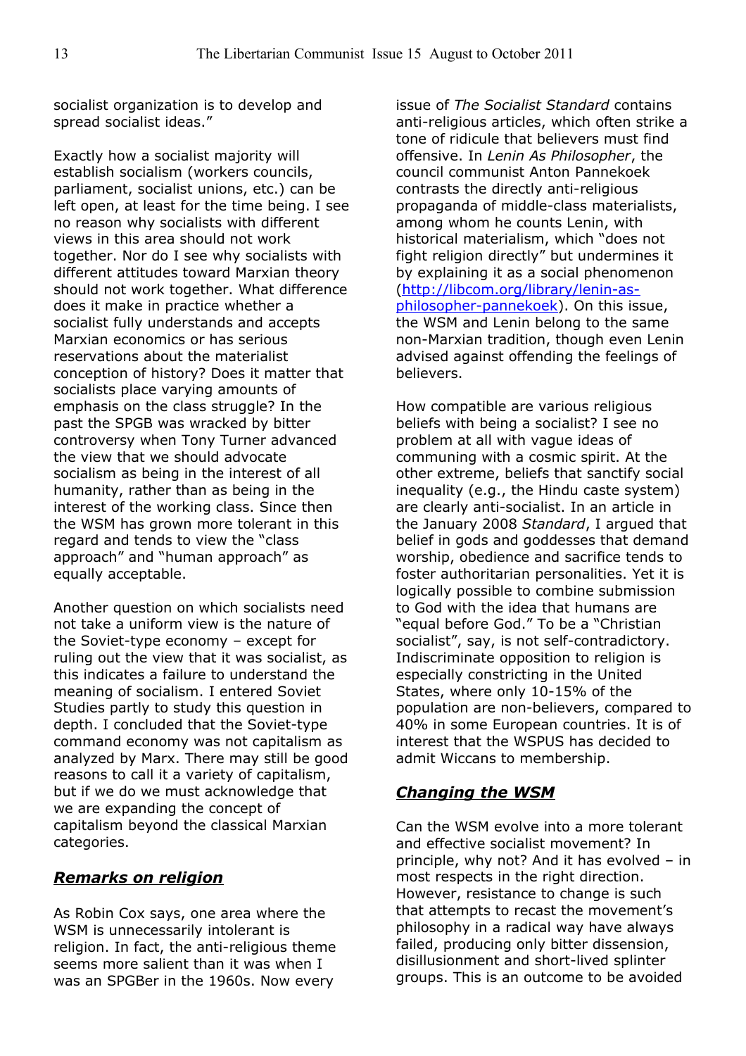socialist organization is to develop and spread socialist ideas."

Exactly how a socialist majority will establish socialism (workers councils, parliament, socialist unions, etc.) can be left open, at least for the time being. I see no reason why socialists with different views in this area should not work together. Nor do I see why socialists with different attitudes toward Marxian theory should not work together. What difference does it make in practice whether a socialist fully understands and accepts Marxian economics or has serious reservations about the materialist conception of history? Does it matter that socialists place varying amounts of emphasis on the class struggle? In the past the SPGB was wracked by bitter controversy when Tony Turner advanced the view that we should advocate socialism as being in the interest of all humanity, rather than as being in the interest of the working class. Since then the WSM has grown more tolerant in this regard and tends to view the "class approach" and "human approach" as equally acceptable.

Another question on which socialists need not take a uniform view is the nature of the Soviet-type economy – except for ruling out the view that it was socialist, as this indicates a failure to understand the meaning of socialism. I entered Soviet Studies partly to study this question in depth. I concluded that the Soviet-type command economy was not capitalism as analyzed by Marx. There may still be good reasons to call it a variety of capitalism, but if we do we must acknowledge that we are expanding the concept of capitalism beyond the classical Marxian categories.

## ***Remarks on religion***

As Robin Cox says, one area where the WSM is unnecessarily intolerant is religion. In fact, the anti-religious theme seems more salient than it was when I was an SPGBer in the 1960s. Now every issue of *The Socialist Standard* contains anti-religious articles, which often strike a tone of ridicule that believers must find offensive. In *Lenin As Philosopher*, the council communist Anton Pannekoek contrasts the directly anti-religious propaganda of middle-class materialists, among whom he counts Lenin, with historical materialism, which "does not fight religion directly" but undermines it by explaining it as a social phenomenon (http://libcom.org/library/lenin-as-philosopher-pannekoek). On this issue, the WSM and Lenin belong to the same non-Marxian tradition, though even Lenin advised against offending the feelings of believers.

How compatible are various religious beliefs with being a socialist? I see no problem at all with vague ideas of communing with a cosmic spirit. At the other extreme, beliefs that sanctify social inequality (e.g., the Hindu caste system) are clearly anti-socialist. In an article in the January 2008 *Standard*, I argued that belief in gods and goddesses that demand worship, obedience and sacrifice tends to foster authoritarian personalities. Yet it is logically possible to combine submission to God with the idea that humans are "equal before God." To be a "Christian socialist", say, is not self-contradictory. Indiscriminate opposition to religion is especially constricting in the United States, where only 10-15% of the population are non-believers, compared to 40% in some European countries. It is of interest that the WSPUS has decided to admit Wiccans to membership.

## ***Changing the WSM***

Can the WSM evolve into a more tolerant and effective socialist movement? In principle, why not? And it has evolved – in most respects in the right direction. However, resistance to change is such that attempts to recast the movement's philosophy in a radical way have always failed, producing only bitter dissension, disillusionment and short-lived splinter groups. This is an outcome to be avoided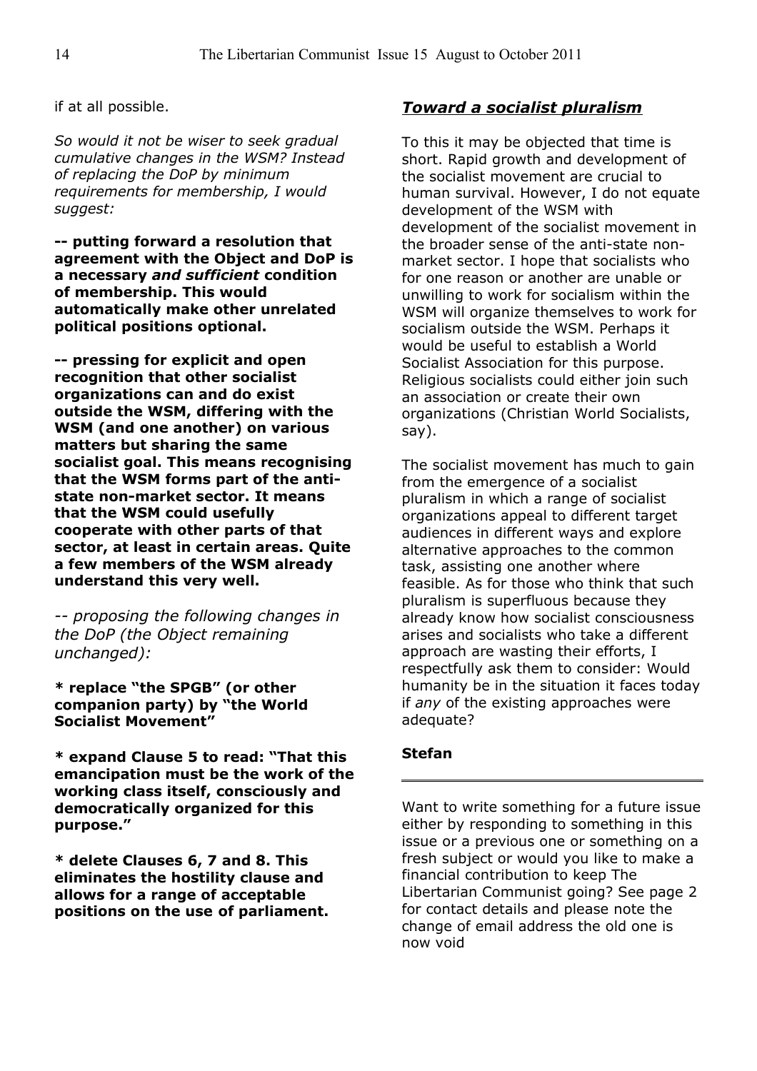if at all possible.

*So would it not be wiser to seek gradual cumulative changes in the WSM? Instead of replacing the DoP by minimum requirements for membership, I would suggest:*

**-- putting forward a resolution that agreement with the Object and DoP is a necessary *and sufficient* condition of membership. This would automatically make other unrelated political positions optional.**

**-- pressing for explicit and open recognition that other socialist organizations can and do exist outside the WSM, differing with the WSM (and one another) on various matters but sharing the same socialist goal. This means recognising that the WSM forms part of the anti-state non-market sector. It means that the WSM could usefully cooperate with other parts of that sector, at least in certain areas. Quite a few members of the WSM already understand this very well.**

*-- proposing the following changes in the DoP (the Object remaining unchanged):*

**\* replace "the SPGB" (or other companion party) by "the World Socialist Movement"**

**\* expand Clause 5 to read: "That this emancipation must be the work of the working class itself, consciously and democratically organized for this purpose."**

**\* delete Clauses 6, 7 and 8. This eliminates the hostility clause and allows for a range of acceptable positions on the use of parliament.**

## ***Toward a socialist pluralism***

To this it may be objected that time is short. Rapid growth and development of the socialist movement are crucial to human survival. However, I do not equate development of the WSM with development of the socialist movement in the broader sense of the anti-state non-market sector. I hope that socialists who for one reason or another are unable or unwilling to work for socialism within the WSM will organize themselves to work for socialism outside the WSM. Perhaps it would be useful to establish a World Socialist Association for this purpose. Religious socialists could either join such an association or create their own organizations (Christian World Socialists, say).

The socialist movement has much to gain from the emergence of a socialist pluralism in which a range of socialist organizations appeal to different target audiences in different ways and explore alternative approaches to the common task, assisting one another where feasible. As for those who think that such pluralism is superfluous because they already know how socialist consciousness arises and socialists who take a different approach are wasting their efforts, I respectfully ask them to consider: Would humanity be in the situation it faces today if *any* of the existing approaches were adequate?

**Stefan**

---

Want to write something for a future issue either by responding to something in this issue or a previous one or something on a fresh subject or would you like to make a financial contribution to keep The Libertarian Communist going? See page 2 for contact details and please note the change of email address the old one is now void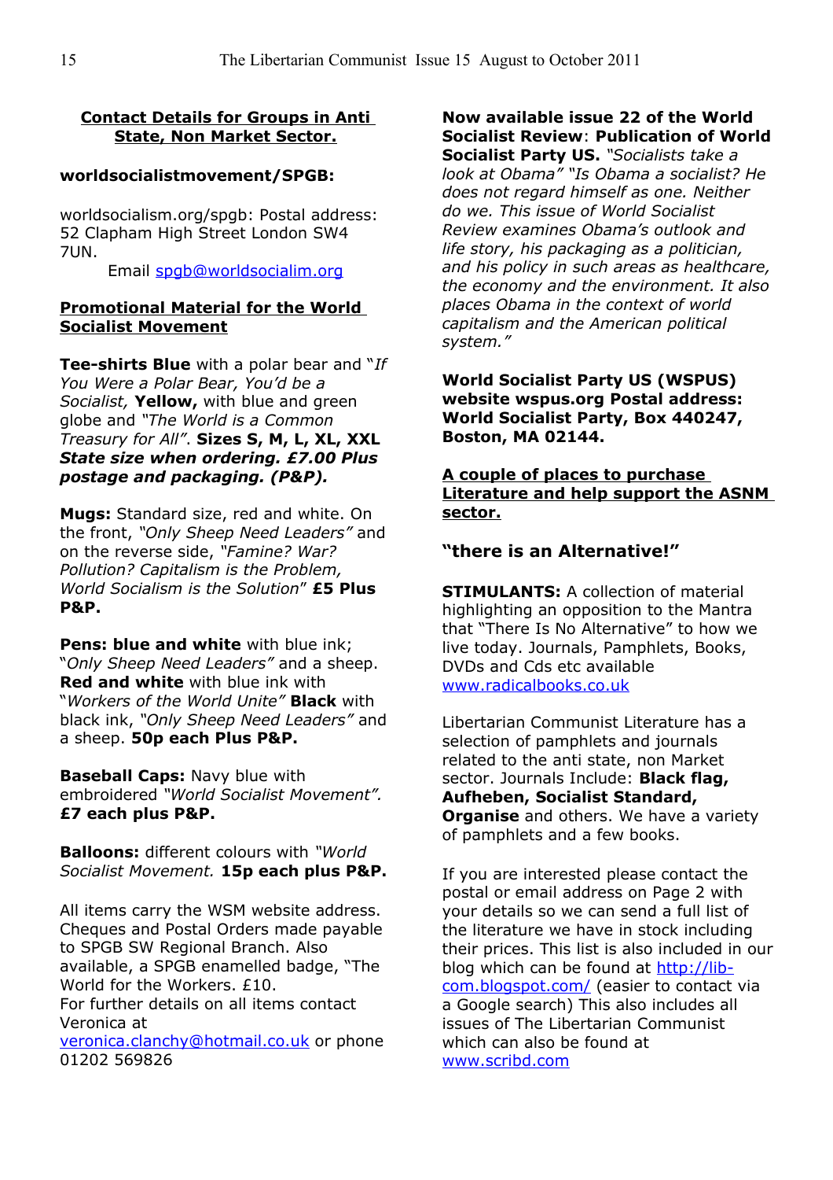## Contact Details for Groups in Anti State, Non Market Sector.

**worldsocialistmovement/SPGB:**

worldsocialism.org/spgb: Postal address: 52 Clapham High Street London SW4 7UN.

Email spgb@worldsocialim.org

## Promotional Material for the World Socialist Movement

**Tee-shirts Blue** with a polar bear and "*If You Were a Polar Bear, You'd be a Socialist,* **Yellow,** with blue and green globe and *"The World is a Common Treasury for All"*. **Sizes S, M, L, XL, XXL *State size when ordering. £7.00 Plus postage and packaging. (P&P).***

**Mugs:** Standard size, red and white. On the front, *"Only Sheep Need Leaders"* and on the reverse side, *"Famine? War? Pollution? Capitalism is the Problem, World Socialism is the Solution*" **£5 Plus P&P.**

**Pens: blue and white** with blue ink; "*Only Sheep Need Leaders"* and a sheep. **Red and white** with blue ink with "*Workers of the World Unite"* **Black** with black ink, *"Only Sheep Need Leaders"* and a sheep. **50p each Plus P&P.**

**Baseball Caps:** Navy blue with embroidered *"World Socialist Movement".* **£7 each plus P&P.**

**Balloons:** different colours with *"World Socialist Movement.* **15p each plus P&P.**

All items carry the WSM website address. Cheques and Postal Orders made payable to SPGB SW Regional Branch. Also available, a SPGB enamelled badge, "The World for the Workers. £10.
For further details on all items contact Veronica at veronica.clanchy@hotmail.co.uk or phone 01202 569826

**Now available issue 22 of the World Socialist Review**: **Publication of World Socialist Party US.** *"Socialists take a look at Obama" "Is Obama a socialist? He does not regard himself as one. Neither do we. This issue of World Socialist Review examines Obama's outlook and life story, his packaging as a politician, and his policy in such areas as healthcare, the economy and the environment. It also places Obama in the context of world capitalism and the American political system."*

**World Socialist Party US (WSPUS) website wspus.org Postal address: World Socialist Party, Box 440247, Boston, MA 02144.**

## A couple of places to purchase Literature and help support the ASNM sector.

### "there is an Alternative!"

**STIMULANTS:** A collection of material highlighting an opposition to the Mantra that "There Is No Alternative" to how we live today. Journals, Pamphlets, Books, DVDs and Cds etc available www.radicalbooks.co.uk

Libertarian Communist Literature has a selection of pamphlets and journals related to the anti state, non Market sector. Journals Include: **Black flag, Aufheben, Socialist Standard, Organise** and others. We have a variety of pamphlets and a few books.

If you are interested please contact the postal or email address on Page 2 with your details so we can send a full list of the literature we have in stock including their prices. This list is also included in our blog which can be found at http://lib-com.blogspot.com/ (easier to contact via a Google search) This also includes all issues of The Libertarian Communist which can also be found at www.scribd.com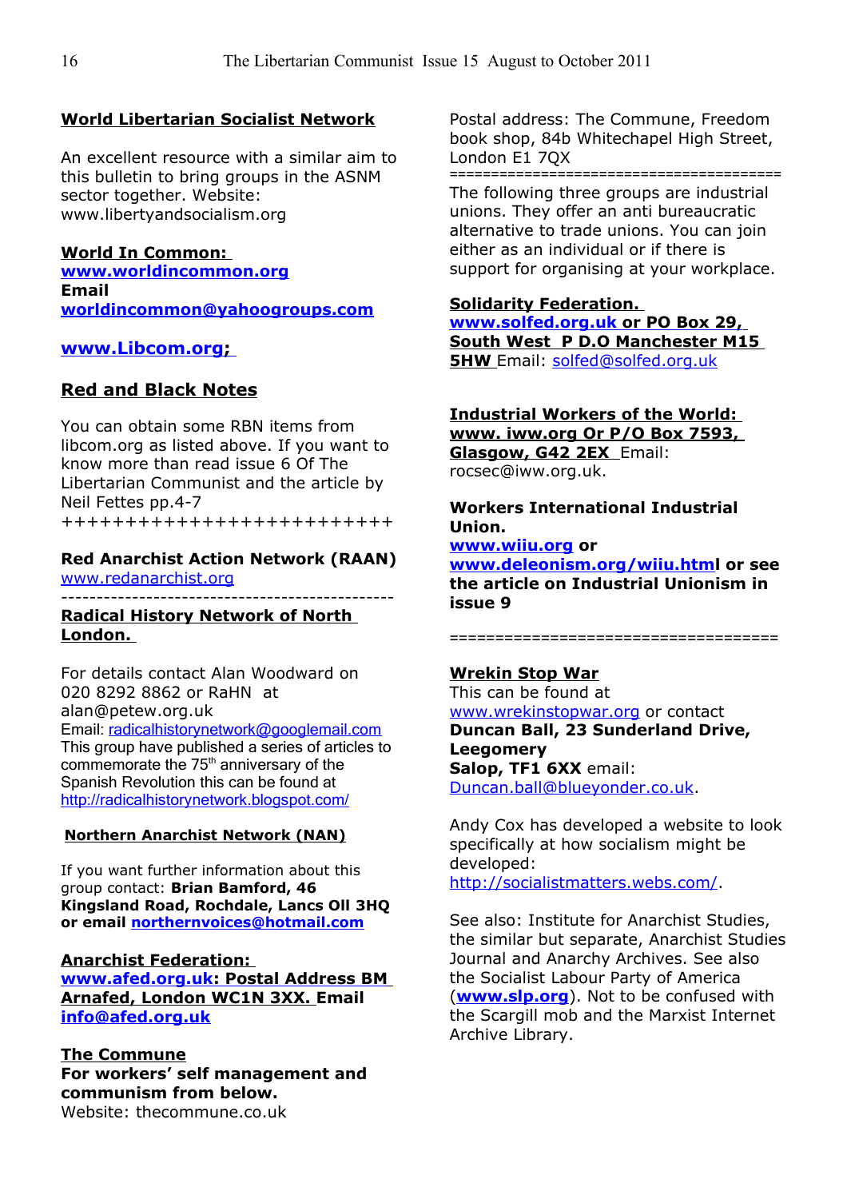**World Libertarian Socialist Network**

An excellent resource with a similar aim to this bulletin to bring groups in the ASNM sector together. Website: www.libertyandsocialism.org

**World In Common:**
**www.worldincommon.org**
**Email**
**worldincommon@yahoogroups.com**

**www.Libcom.org;**

## Red and Black Notes

You can obtain some RBN items from libcom.org as listed above. If you want to know more than read issue 6 Of The Libertarian Communist and the article by Neil Fettes pp.4-7

+++++++++++++++++++++++++

**Red Anarchist Action Network (RAAN)**
www.redanarchist.org

----------------------------------------------

**Radical History Network of North London.**

For details contact Alan Woodward on 020 8292 8862 or RaHN at alan@petew.org.uk
Email: radicalhistorynetwork@googlemail.com
This group have published a series of articles to commemorate the 75th anniversary of the Spanish Revolution this can be found at http://radicalhistorynetwork.blogspot.com/

**Northern Anarchist Network (NAN)**

If you want further information about this group contact: **Brian Bamford, 46 Kingsland Road, Rochdale, Lancs Oll 3HQ or email northernvoices@hotmail.com**

**Anarchist Federation:**
**www.afed.org.uk: Postal Address BM Arnafed, London WC1N 3XX. Email info@afed.org.uk**

**The Commune**
**For workers' self management and communism from below.**
Website: thecommune.co.uk

Postal address: The Commune, Freedom book shop, 84b Whitechapel High Street, London E1 7QX

=======================================

The following three groups are industrial unions. They offer an anti bureaucratic alternative to trade unions. You can join either as an individual or if there is support for organising at your workplace.

**Solidarity Federation.**
**www.solfed.org.uk or PO Box 29, South West P D.O Manchester M15 5HW** Email: solfed@solfed.org.uk

**Industrial Workers of the World:**
**www. iww.org Or P/O Box 7593, Glasgow, G42 2EX** Email: rocsec@iww.org.uk.

**Workers International Industrial Union.**
**www.wiiu.org or www.deleonism.org/wiiu.html or see the article on Industrial Unionism in issue 9**

===================================

**Wrekin Stop War**
This can be found at www.wrekinstopwar.org or contact **Duncan Ball, 23 Sunderland Drive, Leegomery Salop, TF1 6XX** email: Duncan.ball@blueyonder.co.uk.

Andy Cox has developed a website to look specifically at how socialism might be developed: http://socialistmatters.webs.com/.

See also: Institute for Anarchist Studies, the similar but separate, Anarchist Studies Journal and Anarchy Archives. See also the Socialist Labour Party of America (**www.slp.org**). Not to be confused with the Scargill mob and the Marxist Internet Archive Library.